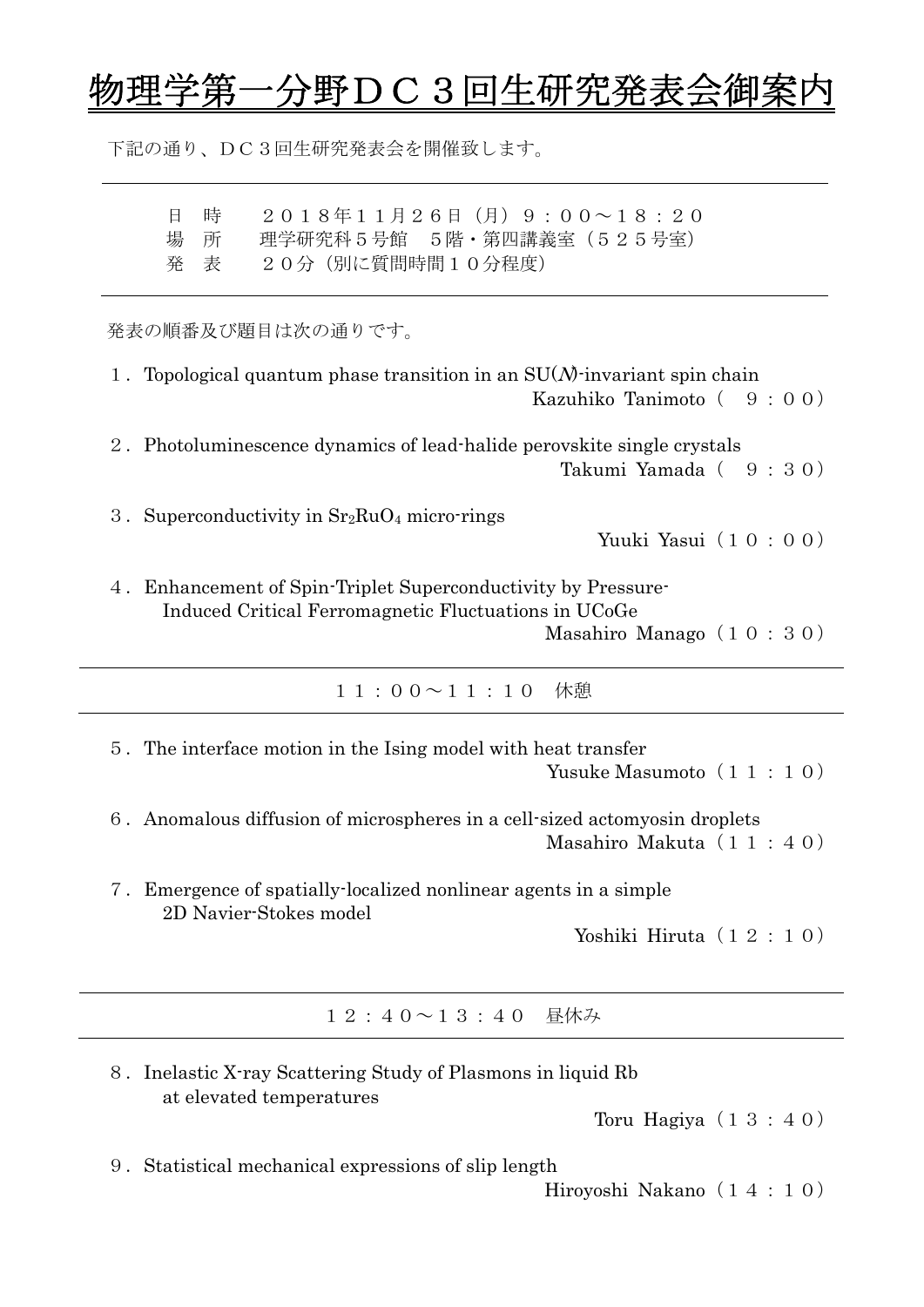# 物理学第一分野ＤＣ３回生研究発表会御案内

下記の通り、ＤＣ３回生研究発表会を開催致します。

---

日　時　　２０１８年１１月２６日（月）９：００～１８：２０
場　所　　理学研究科５号館　５階・第四講義室（５２５号室）
発　表　　２０分（別に質問時間１０分程度）

---

発表の順番及び題目は次の通りです。

１．Topological quantum phase transition in an SU($N$)-invariant spin chain
Kazuhiko Tanimoto（　９：００）

２．Photoluminescence dynamics of lead-halide perovskite single crystals
Takumi Yamada（　９：３０）

３．Superconductivity in $Sr_2RuO_4$ micro-rings
Yuuki Yasui（１０：００）

４．Enhancement of Spin-Triplet Superconductivity by Pressure-Induced Critical Ferromagnetic Fluctuations in UCoGe
Masahiro Manago（１０：３０）

---

１１：００～１１：１０　休憩

---

５．The interface motion in the Ising model with heat transfer
Yusuke Masumoto（１１：１０）

６．Anomalous diffusion of microspheres in a cell-sized actomyosin droplets
Masahiro Makuta（１１：４０）

７．Emergence of spatially-localized nonlinear agents in a simple 2D Navier-Stokes model
Yoshiki Hiruta（１２：１０）

---

１２：４０～１３：４０　昼休み

---

８．Inelastic X-ray Scattering Study of Plasmons in liquid Rb at elevated temperatures
Toru Hagiya（１３：４０）

９．Statistical mechanical expressions of slip length
Hiroyoshi Nakano（１４：１０）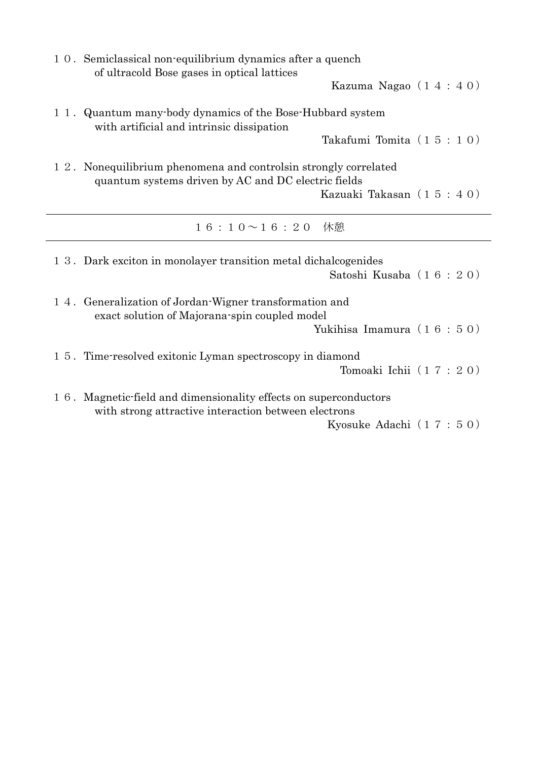１０．Semiclassical non-equilibrium dynamics after a quench of ultracold Bose gases in optical lattices

Kazuma Nagao（１４：４０）

１１．Quantum many-body dynamics of the Bose-Hubbard system with artificial and intrinsic dissipation

Takafumi Tomita（１５：１０）

１２．Nonequilibrium phenomena and controlsin strongly correlated quantum systems driven by AC and DC electric fields

Kazuaki Takasan（１５：４０）

---

１６：１０～１６：２０　休憩

---

１３．Dark exciton in monolayer transition metal dichalcogenides

Satoshi Kusaba（１６：２０）

１４．Generalization of Jordan-Wigner transformation and exact solution of Majorana-spin coupled model

Yukihisa Imamura（１６：５０）

１５．Time-resolved exitonic Lyman spectroscopy in diamond

Tomoaki Ichii（１７：２０）

１６．Magnetic-field and dimensionality effects on superconductors with strong attractive interaction between electrons

Kyosuke Adachi（１７：５０）